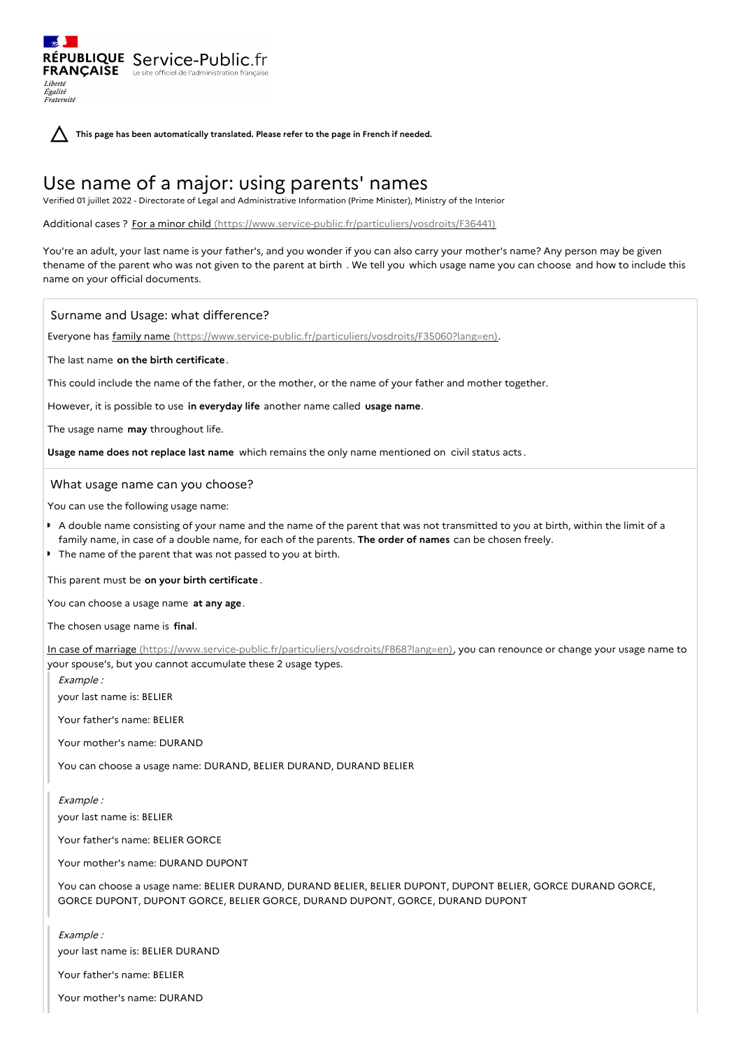**This page has been automatically translated. Please refer to the page in French if needed.**

# Use name of a major: using parents' names

Verified 01 juillet 2022 - Directorate of Legal and Administrative Information (Prime Minister), Ministry of the Interior

Additional cases ? [For a minor child (https://www.service-public.fr/particuliers/vosdroits/F36441)](https://www.service-public.fr/particuliers/vosdroits/F36441)

You're an adult, your last name is your father's, and you wonder if you can also carry your mother's name? Any person may be given thename of the parent who was not given to the parent at birth . We tell you which usage name you can choose and how to include this name on your official documents.

## Surname and Usage: what difference?

Everyone has [family name (https://www.service-public.fr/particuliers/vosdroits/F35060?lang=en)](https://www.service-public.fr/particuliers/vosdroits/F35060?lang=en).

The last name **on the birth certificate**.

This could include the name of the father, or the mother, or the name of your father and mother together.

However, it is possible to use **in everyday life** another name called **usage name**.

The usage name **may** throughout life.

**Usage name does not replace last name** which remains the only name mentioned on civil status acts.

## What usage name can you choose?

You can use the following usage name:

- A double name consisting of your name and the name of the parent that was not transmitted to you at birth, within the limit of a family name, in case of a double name, for each of the parents. **The order of names** can be chosen freely.
- The name of the parent that was not passed to you at birth.

This parent must be **on your birth certificate**.

You can choose a usage name **at any age**.

The chosen usage name is **final**.

[In case of marriage (https://www.service-public.fr/particuliers/vosdroits/F868?lang=en)](https://www.service-public.fr/particuliers/vosdroits/F868?lang=en), you can renounce or change your usage name to your spouse's, but you cannot accumulate these 2 usage types.

> *Example :*
>
> your last name is: BELIER
>
> Your father's name: BELIER
>
> Your mother's name: DURAND
>
> You can choose a usage name: DURAND, BELIER DURAND, DURAND BELIER

> *Example :*
>
> your last name is: BELIER
>
> Your father's name: BELIER GORCE
>
> Your mother's name: DURAND DUPONT
>
> You can choose a usage name: BELIER DURAND, DURAND BELIER, BELIER DUPONT, DUPONT BELIER, GORCE DURAND GORCE, GORCE DUPONT, DUPONT GORCE, BELIER GORCE, DURAND DUPONT, GORCE, DURAND DUPONT

> *Example :*
>
> your last name is: BELIER DURAND
>
> Your father's name: BELIER
>
> Your mother's name: DURAND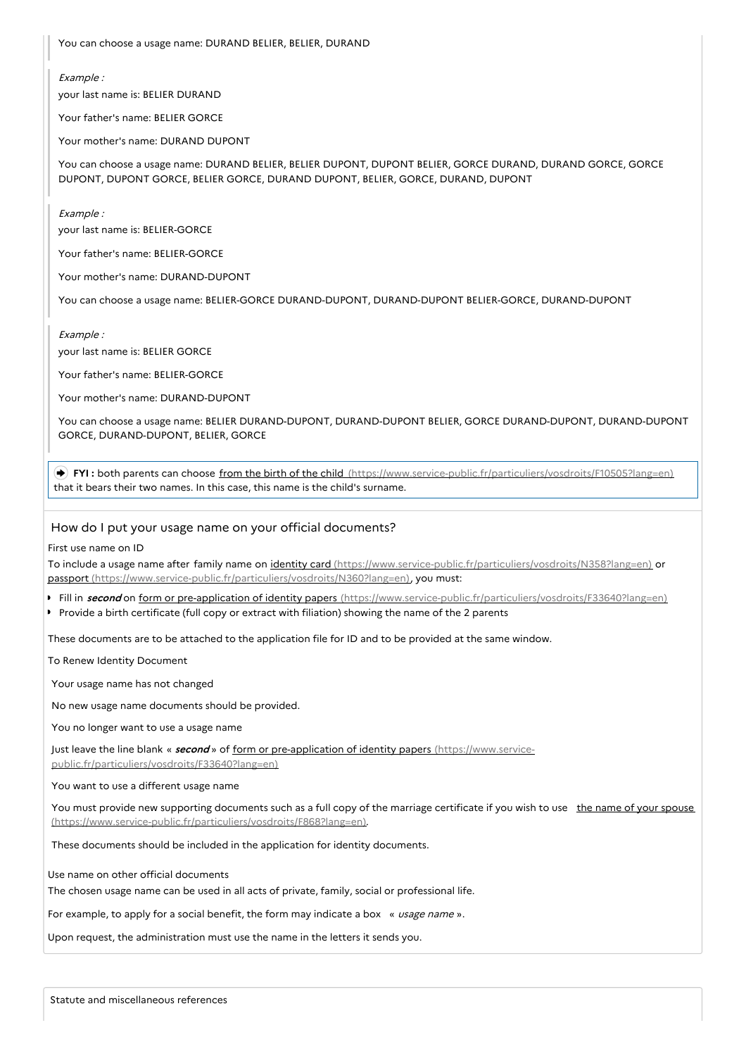You can choose a usage name: DURAND BELIER, BELIER, DURAND

*Example :*

your last name is: BELIER DURAND

Your father's name: BELIER GORCE

Your mother's name: DURAND DUPONT

You can choose a usage name: DURAND BELIER, BELIER DUPONT, DUPONT BELIER, GORCE DURAND, DURAND GORCE, GORCE DUPONT, DUPONT GORCE, BELIER GORCE, DURAND DUPONT, BELIER, GORCE, DURAND, DUPONT

*Example :*

your last name is: BELIER-GORCE

Your father's name: BELIER-GORCE

Your mother's name: DURAND-DUPONT

You can choose a usage name: BELIER-GORCE DURAND-DUPONT, DURAND-DUPONT BELIER-GORCE, DURAND-DUPONT

*Example :*

your last name is: BELIER GORCE

Your father's name: BELIER-GORCE

Your mother's name: DURAND-DUPONT

You can choose a usage name: BELIER DURAND-DUPONT, DURAND-DUPONT BELIER, GORCE DURAND-DUPONT, DURAND-DUPONT GORCE, DURAND-DUPONT, BELIER, GORCE

**FYI :** both parents can choose from the birth of the child (https://www.service-public.fr/particuliers/vosdroits/F10505?lang=en) that it bears their two names. In this case, this name is the child's surname.

## How do I put your usage name on your official documents?

First use name on ID

To include a usage name after family name on identity card (https://www.service-public.fr/particuliers/vosdroits/N358?lang=en) or passport (https://www.service-public.fr/particuliers/vosdroits/N360?lang=en), you must:

- Fill in ***second*** on form or pre-application of identity papers (https://www.service-public.fr/particuliers/vosdroits/F33640?lang=en)
- Provide a birth certificate (full copy or extract with filiation) showing the name of the 2 parents

These documents are to be attached to the application file for ID and to be provided at the same window.

To Renew Identity Document

Your usage name has not changed

No new usage name documents should be provided.

You no longer want to use a usage name

Just leave the line blank « ***second*** » of form or pre-application of identity papers (https://www.service-public.fr/particuliers/vosdroits/F33640?lang=en)

You want to use a different usage name

You must provide new supporting documents such as a full copy of the marriage certificate if you wish to use the name of your spouse (https://www.service-public.fr/particuliers/vosdroits/F868?lang=en).

These documents should be included in the application for identity documents.

Use name on other official documents

The chosen usage name can be used in all acts of private, family, social or professional life.

For example, to apply for a social benefit, the form may indicate a box « *usage name* ».

Upon request, the administration must use the name in the letters it sends you.

Statute and miscellaneous references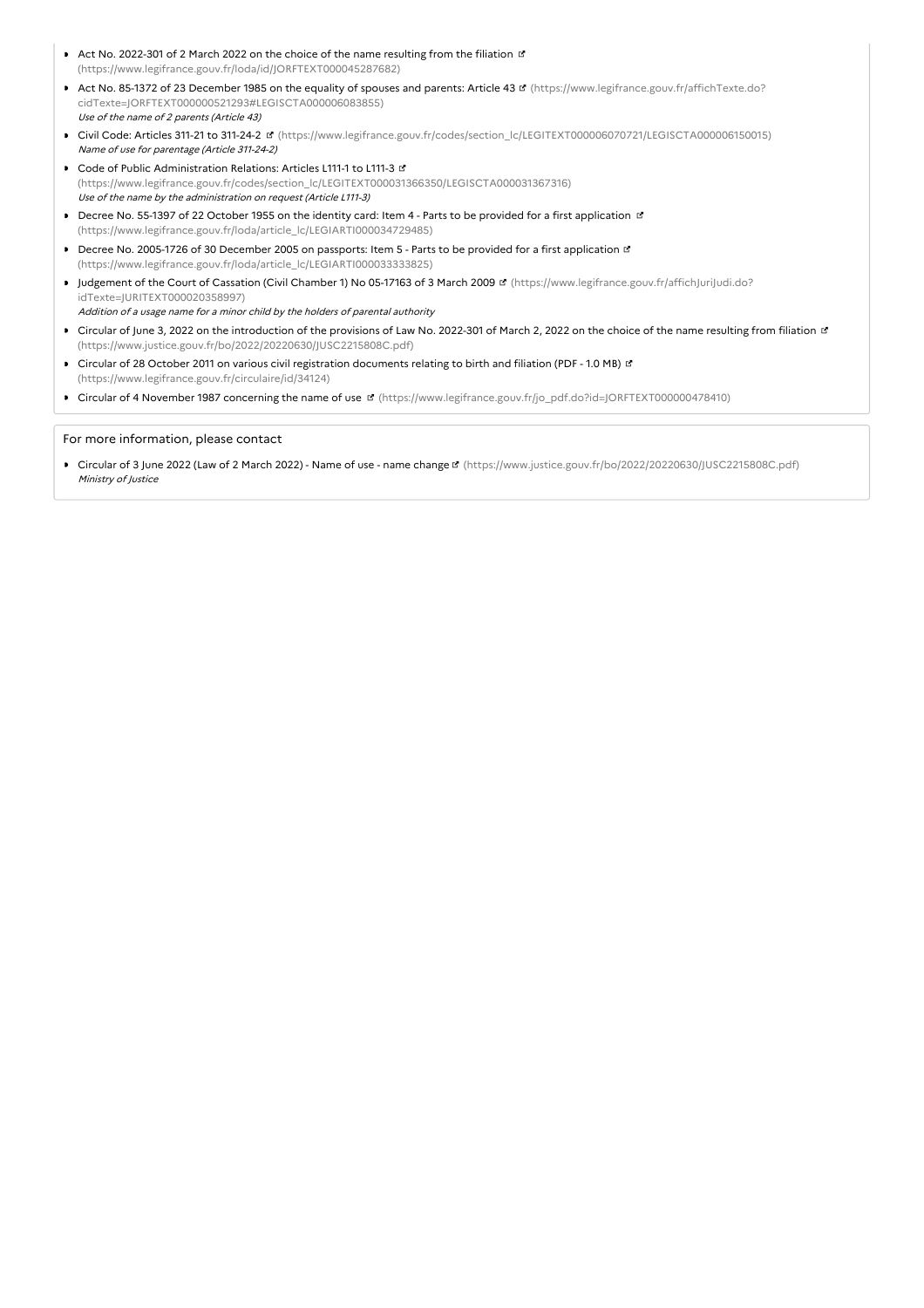- Act No. 2022-301 of 2 March 2022 on the choice of the name resulting from the filiation (https://www.legifrance.gouv.fr/loda/id/JORFTEXT000045287682)
- Act No. 85-1372 of 23 December 1985 on the equality of spouses and parents: Article 43 (https://www.legifrance.gouv.fr/affichTexte.do?cidTexte=JORFTEXT000000521293#LEGISCTA000006083855)
  *Use of the name of 2 parents (Article 43)*
- Civil Code: Articles 311-21 to 311-24-2 (https://www.legifrance.gouv.fr/codes/section_lc/LEGITEXT000006070721/LEGISCTA000006150015)
  *Name of use for parentage (Article 311-24-2)*
- Code of Public Administration Relations: Articles L111-1 to L111-3 (https://www.legifrance.gouv.fr/codes/section_lc/LEGITEXT000031366350/LEGISCTA000031367316)
  *Use of the name by the administration on request (Article L111-3)*
- Decree No. 55-1397 of 22 October 1955 on the identity card: Item 4 - Parts to be provided for a first application (https://www.legifrance.gouv.fr/loda/article_lc/LEGIARTI000034729485)
- Decree No. 2005-1726 of 30 December 2005 on passports: Item 5 - Parts to be provided for a first application (https://www.legifrance.gouv.fr/loda/article_lc/LEGIARTI000033333825)
- Judgement of the Court of Cassation (Civil Chamber 1) No 05-17163 of 3 March 2009 (https://www.legifrance.gouv.fr/affichJuriJudi.do?idTexte=JURITEXT000020358997)
  *Addition of a usage name for a minor child by the holders of parental authority*
- Circular of June 3, 2022 on the introduction of the provisions of Law No. 2022-301 of March 2, 2022 on the choice of the name resulting from filiation (https://www.justice.gouv.fr/bo/2022/20220630/JUSC2215808C.pdf)
- Circular of 28 October 2011 on various civil registration documents relating to birth and filiation (PDF - 1.0 MB) (https://www.legifrance.gouv.fr/circulaire/id/34124)
- Circular of 4 November 1987 concerning the name of use (https://www.legifrance.gouv.fr/jo_pdf.do?id=JORFTEXT000000478410)

For more information, please contact

- Circular of 3 June 2022 (Law of 2 March 2022) - Name of use - name change (https://www.justice.gouv.fr/bo/2022/20220630/JUSC2215808C.pdf)
  *Ministry of Justice*